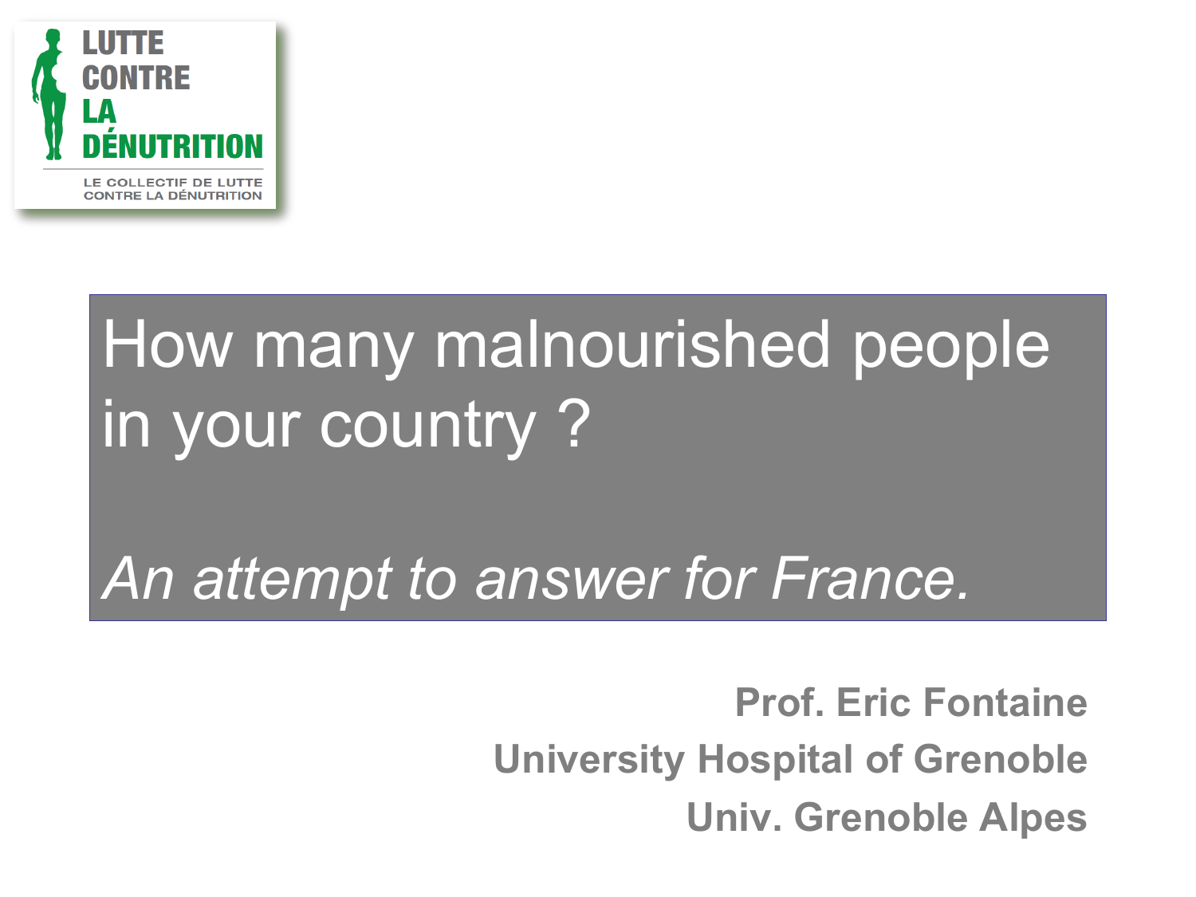LUTTE CONTRE LA DÉNUTRITION

LE COLLECTIF DE LUTTE CONTRE LA DÉNUTRITION

# How many malnourished people in your country ?

*An attempt to answer for France.*

**Prof. Eric Fontaine**

**University Hospital of Grenoble**

**Univ. Grenoble Alpes**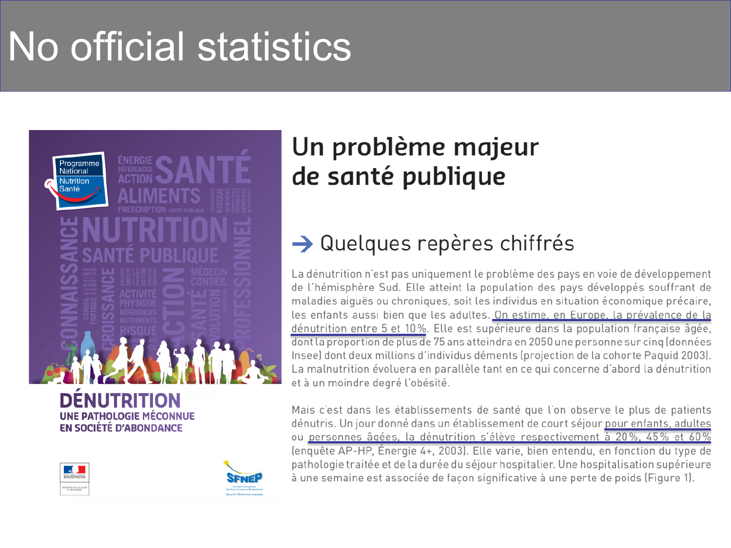# No official statistics

**DÉNUTRITION**
**UNE PATHOLOGIE MÉCONNUE EN SOCIÉTÉ D'ABONDANCE**

## Un problème majeur de santé publique

### → Quelques repères chiffrés

La dénutrition n'est pas uniquement le problème des pays en voie de développement de l'hémisphère Sud. Elle atteint la population des pays développés souffrant de maladies aiguës ou chroniques, soit les individus en situation économique précaire, les enfants aussi bien que les adultes. On estime, en Europe, la prévalence de la dénutrition entre 5 et 10 %. Elle est supérieure dans la population française âgée, dont la proportion de plus de 75 ans atteindra en 2050 une personne sur cinq (données Insee) dont deux millions d'individus déments (projection de la cohorte Paquid 2003). La malnutrition évoluera en parallèle tant en ce qui concerne d'abord la dénutrition et à un moindre degré l'obésité.

Mais c'est dans les établissements de santé que l'on observe le plus de patients dénutris. Un jour donné dans un établissement de court séjour pour enfants, adultes ou personnes âgées, la dénutrition s'élève respectivement à 20 %, 45 % et 60 % (enquête AP-HP, Énergie 4+, 2003). Elle varie, bien entendu, en fonction du type de pathologie traitée et de la durée du séjour hospitalier. Une hospitalisation supérieure à une semaine est associée de façon significative à une perte de poids (Figure 1).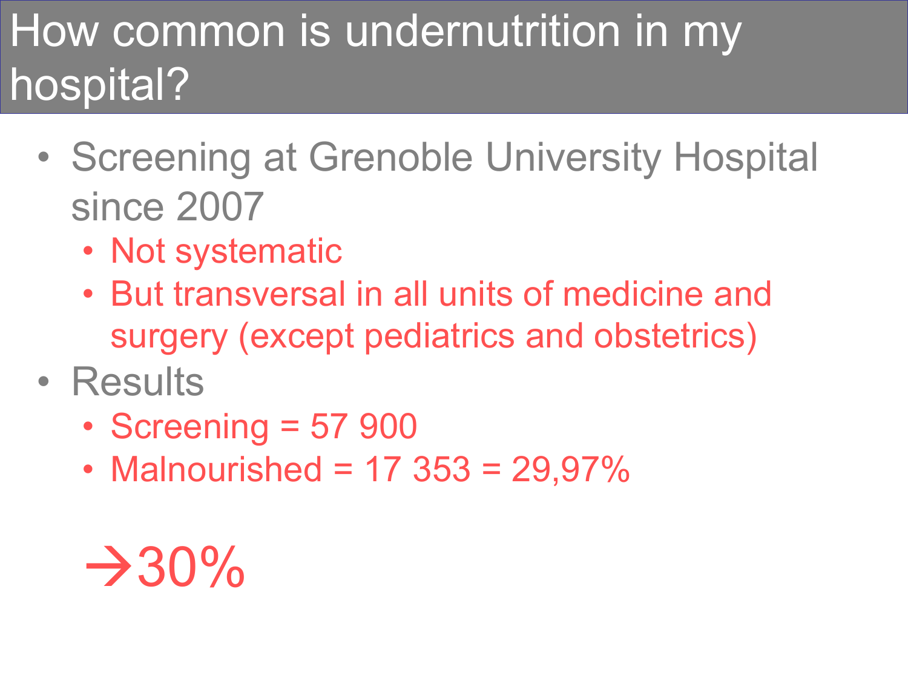# How common is undernutrition in my hospital?

- Screening at Grenoble University Hospital since 2007
  - Not systematic
  - But transversal in all units of medicine and surgery (except pediatrics and obstetrics)
- Results
  - Screening = 57 900
  - Malnourished = 17 353 = 29,97%

→30%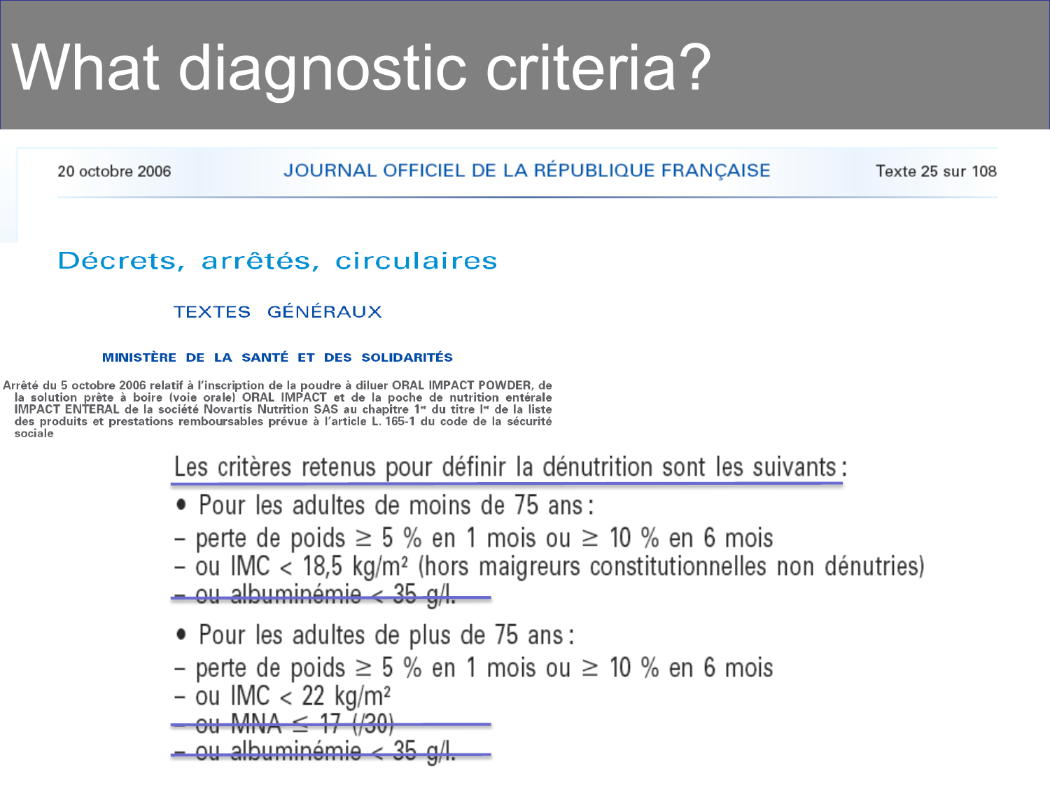# What diagnostic criteria?

20 octobre 2006 — JOURNAL OFFICIEL DE LA RÉPUBLIQUE FRANÇAISE — Texte 25 sur 108

## Décrets, arrêtés, circulaires

### TEXTES GÉNÉRAUX

**MINISTÈRE DE LA SANTÉ ET DES SOLIDARITÉS**

**Arrêté du 5 octobre 2006 relatif à l'inscription de la poudre à diluer ORAL IMPACT POWDER, de la solution prête à boire (voie orale) ORAL IMPACT et de la poche de nutrition entérale IMPACT ENTERAL de la société Novartis Nutrition SAS au chapitre 1er du titre Ier de la liste des produits et prestations remboursables prévue à l'article L. 165-1 du code de la sécurité sociale**

Les critères retenus pour définir la dénutrition sont les suivants :

- Pour les adultes de moins de 75 ans :
  - perte de poids ≥ 5 % en 1 mois ou ≥ 10 % en 6 mois
  - ou IMC < 18,5 kg/m² (hors maigreurs constitutionnelles non dénutries)
  - ~~ou albuminémie < 35 g/l.~~
- Pour les adultes de plus de 75 ans :
  - perte de poids ≥ 5 % en 1 mois ou ≥ 10 % en 6 mois
  - ou IMC < 22 kg/m²
  - ~~ou MNA ≤ 17 (/30)~~
  - ~~ou albuminémie < 35 g/l.~~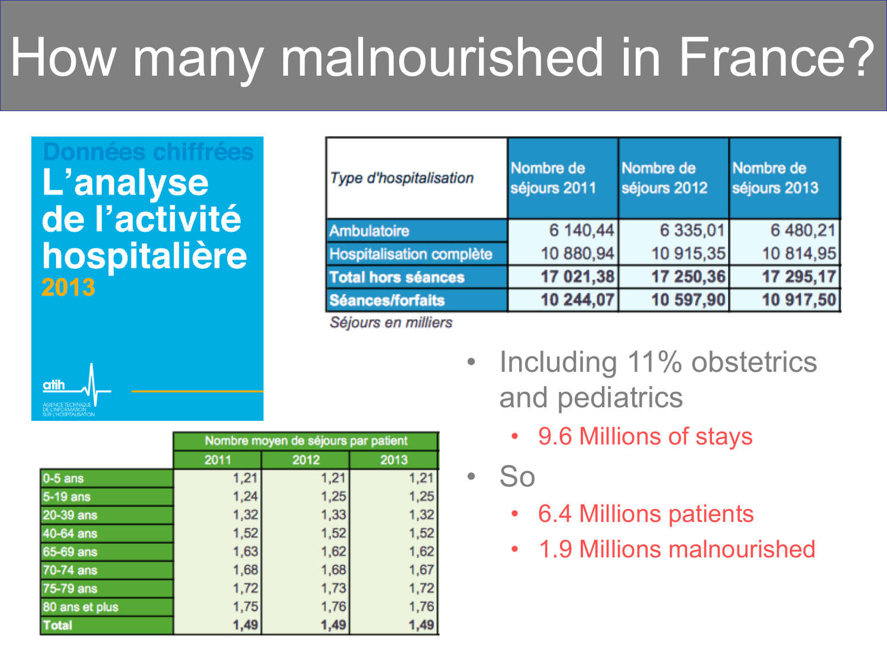# How many malnourished in France?

**Données chiffrées**
**L'analyse de l'activité hospitalière 2013**

atih — AGENCE TECHNIQUE DE L'INFORMATION SUR L'HOSPITALISATION

| *Type d'hospitalisation* | Nombre de séjours 2011 | Nombre de séjours 2012 | Nombre de séjours 2013 |
|---|---|---|---|
| Ambulatoire | 6 140,44 | 6 335,01 | 6 480,21 |
| Hospitalisation complète | 10 880,94 | 10 915,35 | 10 814,95 |
| **Total hors séances** | **17 021,38** | **17 250,36** | **17 295,17** |
| **Séances/forfaits** | **10 244,07** | **10 597,90** | **10 917,50** |

*Séjours en milliers*

| | Nombre moyen de séjours par patient | | |
|---|---|---|---|
| | 2011 | 2012 | 2013 |
| 0-5 ans | 1,21 | 1,21 | 1,21 |
| 5-19 ans | 1,24 | 1,25 | 1,25 |
| 20-39 ans | 1,32 | 1,33 | 1,32 |
| 40-64 ans | 1,52 | 1,52 | 1,52 |
| 65-69 ans | 1,63 | 1,62 | 1,62 |
| 70-74 ans | 1,68 | 1,68 | 1,67 |
| 75-79 ans | 1,72 | 1,73 | 1,72 |
| 80 ans et plus | 1,75 | 1,76 | 1,76 |
| **Total** | **1,49** | **1,49** | **1,49** |

- Including 11% obstetrics and pediatrics
  - 9.6 Millions of stays
- So
  - 6.4 Millions patients
  - 1.9 Millions malnourished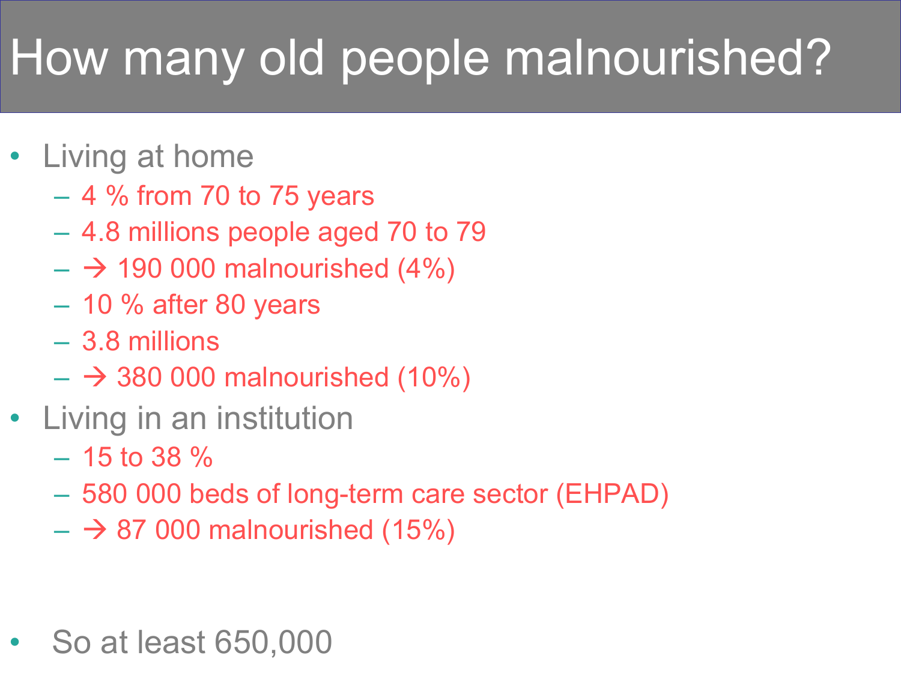# How many old people malnourished?

- Living at home
  - 4 % from 70 to 75 years
  - 4.8 millions people aged 70 to 79
  - → 190 000 malnourished (4%)
  - 10 % after 80 years
  - 3.8 millions
  - → 380 000 malnourished (10%)
- Living in an institution
  - 15 to 38 %
  - 580 000 beds of long-term care sector (EHPAD)
  - → 87 000 malnourished (15%)

- So at least 650,000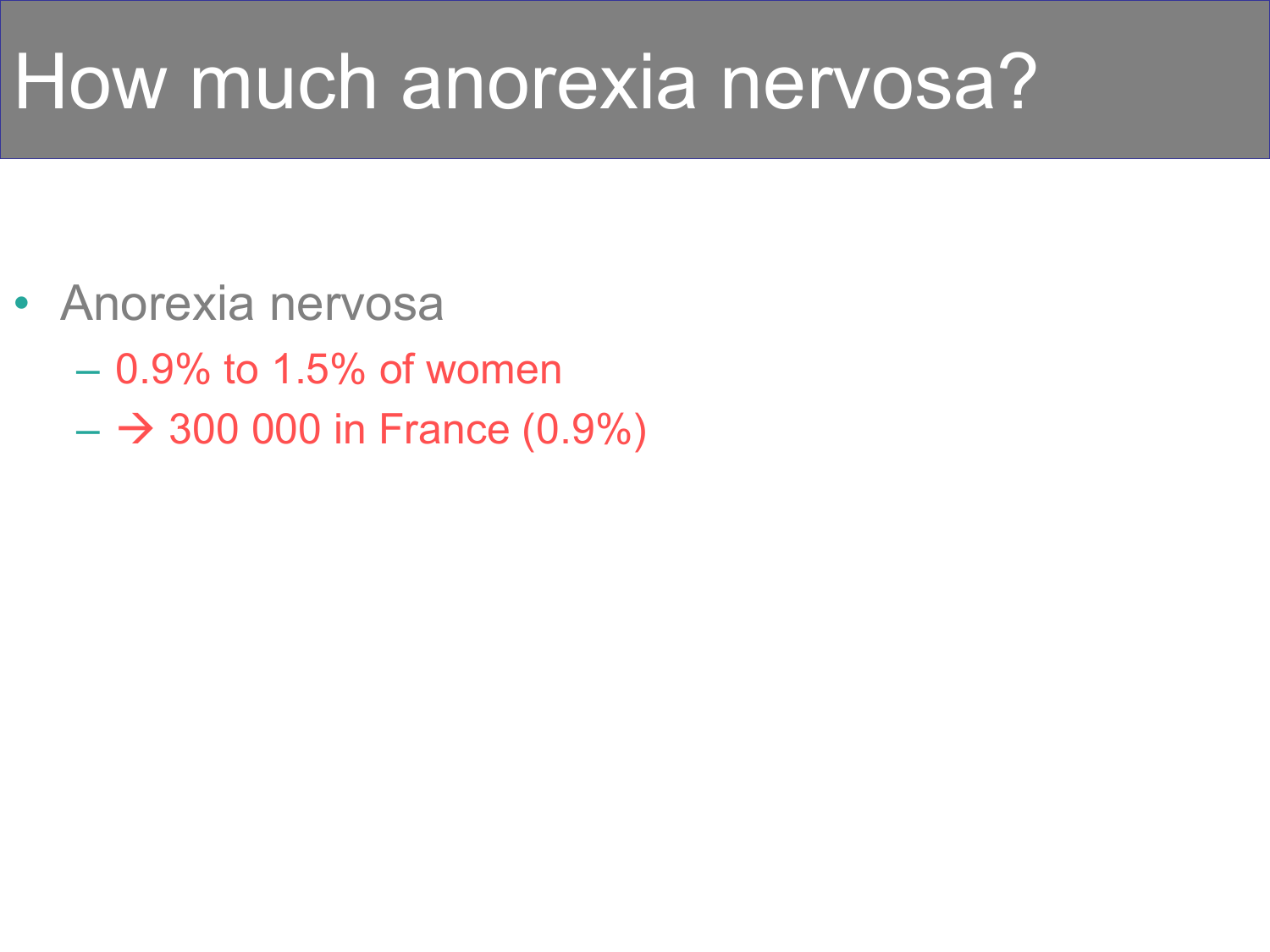# How much anorexia nervosa?

- Anorexia nervosa
  - 0.9% to 1.5% of women
  - → 300 000 in France (0.9%)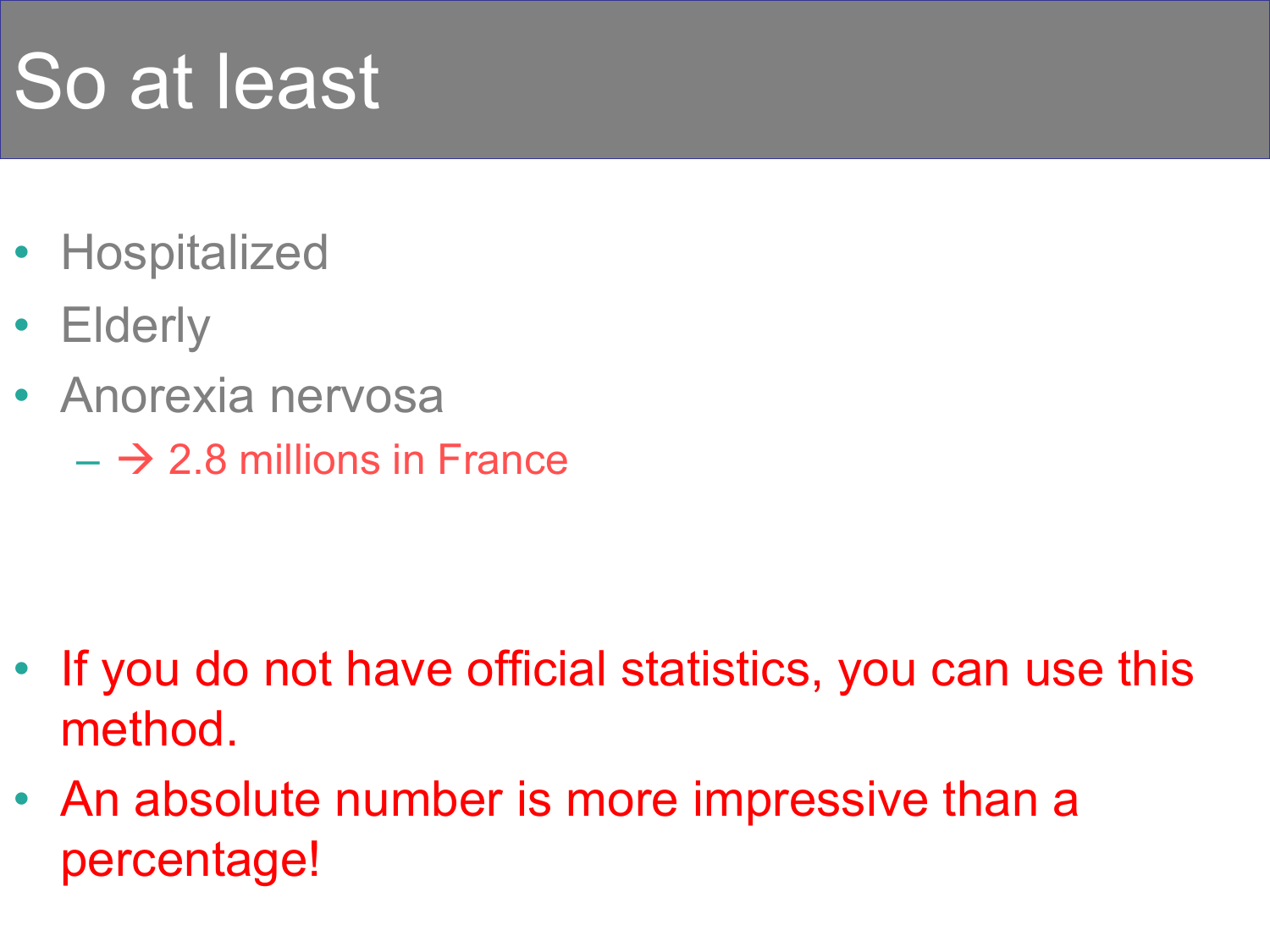# So at least

- Hospitalized
- Elderly
- Anorexia nervosa
  - → 2.8 millions in France

- If you do not have official statistics, you can use this method.
- An absolute number is more impressive than a percentage!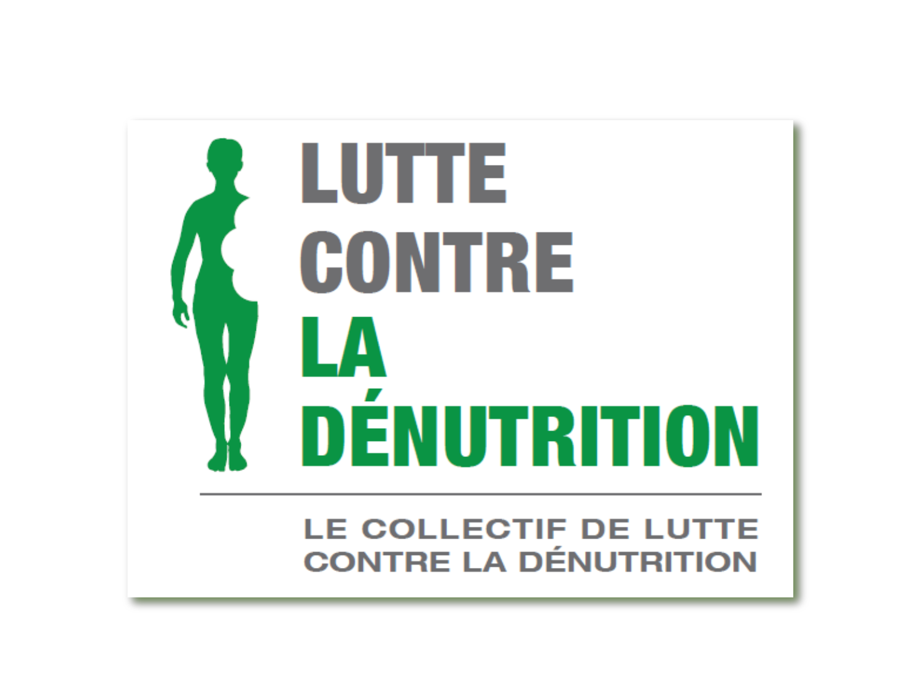# LUTTE CONTRE LA DÉNUTRITION

LE COLLECTIF DE LUTTE CONTRE LA DÉNUTRITION